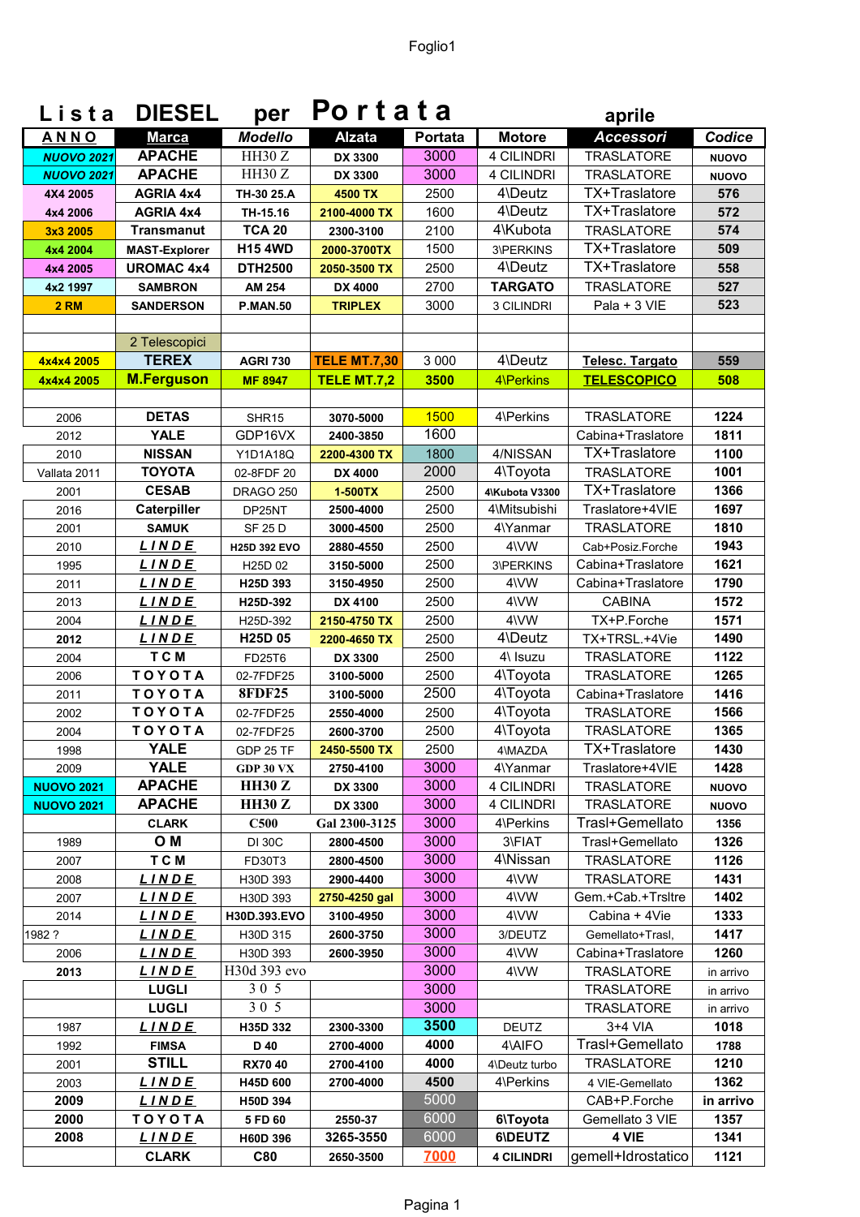# Lista DIESEL per Portata aprile

| ANNO | Marca | Modello | Alzata | Portata | Motore | Accessori | Codice |
|---|---|---|---|---|---|---|---|
| NUOVO 2021 | APACHE | HH30 Z | DX 3300 | 3000 | 4 CILINDRI | TRASLATORE | NUOVO |
| NUOVO 2021 | APACHE | HH30 Z | DX 3300 | 3000 | 4 CILINDRI | TRASLATORE | NUOVO |
| 4X4 2005 | AGRIA 4x4 | TH-30 25.A | 4500 TX | 2500 | 4\Deutz | TX+Traslatore | 576 |
| 4x4 2006 | AGRIA 4x4 | TH-15.16 | 2100-4000 TX | 1600 | 4\Deutz | TX+Traslatore | 572 |
| 3x3 2005 | Transmanut | TCA 20 | 2300-3100 | 2100 | 4\Kubota | TRASLATORE | 574 |
| 4x4 2004 | MAST-Explorer | H15 4WD | 2000-3700TX | 1500 | 3\PERKINS | TX+Traslatore | 509 |
| 4x4 2005 | UROMAC 4x4 | DTH2500 | 2050-3500 TX | 2500 | 4\Deutz | TX+Traslatore | 558 |
| 4x2 1997 | SAMBRON | AM 254 | DX 4000 | 2700 | TARGATO | TRASLATORE | 527 |
| 2 RM | SANDERSON | P.MAN.50 | TRIPLEX | 3000 | 3 CILINDRI | Pala + 3 VIE | 523 |
| | | | | | | | |
| | 2 Telescopici | | | | | | |
| 4x4x4 2005 | TEREX | AGRI 730 | TELE MT.7,30 | 3 000 | 4\Deutz | Telesc. Targato | 559 |
| 4x4x4 2005 | M.Ferguson | MF 8947 | TELE MT.7,2 | 3500 | 4\Perkins | TELESCOPICO | 508 |
| | | | | | | | |
| 2006 | DETAS | SHR15 | 3070-5000 | 1500 | 4\Perkins | TRASLATORE | 1224 |
| 2012 | YALE | GDP16VX | 2400-3850 | 1600 | | Cabina+Traslatore | 1811 |
| 2010 | NISSAN | Y1D1A18Q | 2200-4300 TX | 1800 | 4/NISSAN | TX+Traslatore | 1100 |
| Vallata 2011 | TOYOTA | 02-8FDF 20 | DX 4000 | 2000 | 4\Toyota | TRASLATORE | 1001 |
| 2001 | CESAB | DRAGO 250 | 1-500TX | 2500 | 4\Kubota V3300 | TX+Traslatore | 1366 |
| 2016 | Caterpiller | DP25NT | 2500-4000 | 2500 | 4\Mitsubishi | Traslatore+4VIE | 1697 |
| 2001 | SAMUK | SF 25 D | 3000-4500 | 2500 | 4\Yanmar | TRASLATORE | 1810 |
| 2010 | LINDE | H25D 392 EVO | 2880-4550 | 2500 | 4\VW | Cab+Posiz.Forche | 1943 |
| 1995 | LINDE | H25D 02 | 3150-5000 | 2500 | 3\PERKINS | Cabina+Traslatore | 1621 |
| 2011 | LINDE | H25D 393 | 3150-4950 | 2500 | 4\VW | Cabina+Traslatore | 1790 |
| 2013 | LINDE | H25D-392 | DX 4100 | 2500 | 4\VW | CABINA | 1572 |
| 2004 | LINDE | H25D-392 | 2150-4750 TX | 2500 | 4\VW | TX+P.Forche | 1571 |
| 2012 | LINDE | H25D 05 | 2200-4650 TX | 2500 | 4\Deutz | TX+TRSL.+4Vie | 1490 |
| 2004 | TCM | FD25T6 | DX 3300 | 2500 | 4\ Isuzu | TRASLATORE | 1122 |
| 2006 | TOYOTA | 02-7FDF25 | 3100-5000 | 2500 | 4\Toyota | TRASLATORE | 1265 |
| 2011 | TOYOTA | 8FDF25 | 3100-5000 | 2500 | 4\Toyota | Cabina+Traslatore | 1416 |
| 2002 | TOYOTA | 02-7FDF25 | 2550-4000 | 2500 | 4\Toyota | TRASLATORE | 1566 |
| 2004 | TOYOTA | 02-7FDF25 | 2600-3700 | 2500 | 4\Toyota | TRASLATORE | 1365 |
| 1998 | YALE | GDP 25 TF | 2450-5500 TX | 2500 | 4\MAZDA | TX+Traslatore | 1430 |
| 2009 | YALE | GDP 30 VX | 2750-4100 | 3000 | 4\Yanmar | Traslatore+4VIE | 1428 |
| NUOVO 2021 | APACHE | HH30 Z | DX 3300 | 3000 | 4 CILINDRI | TRASLATORE | NUOVO |
| NUOVO 2021 | APACHE | HH30 Z | DX 3300 | 3000 | 4 CILINDRI | TRASLATORE | NUOVO |
| | CLARK | C500 | Gal 2300-3125 | 3000 | 4\Perkins | Trasl+Gemellato | 1356 |
| 1989 | O M | DI 30C | 2800-4500 | 3000 | 3\FIAT | Trasl+Gemellato | 1326 |
| 2007 | TCM | FD30T3 | 2800-4500 | 3000 | 4\Nissan | TRASLATORE | 1126 |
| 2008 | LINDE | H30D 393 | 2900-4400 | 3000 | 4\VW | TRASLATORE | 1431 |
| 2007 | LINDE | H30D 393 | 2750-4250 gal | 3000 | 4\VW | Gem.+Cab.+Trsltre | 1402 |
| 2014 | LINDE | H30D.393.EVO | 3100-4950 | 3000 | 4\VW | Cabina + 4Vie | 1333 |
| 1982 ? | LINDE | H30D 315 | 2600-3750 | 3000 | 3/DEUTZ | Gemellato+Trasl, | 1417 |
| 2006 | LINDE | H30D 393 | 2600-3950 | 3000 | 4\VW | Cabina+Traslatore | 1260 |
| 2013 | LINDE | H30d 393 evo | | 3000 | 4\VW | TRASLATORE | in arrivo |
| | LUGLI | 3 0 5 | | 3000 | | TRASLATORE | in arrivo |
| | LUGLI | 3 0 5 | | 3000 | | TRASLATORE | in arrivo |
| 1987 | LINDE | H35D 332 | 2300-3300 | 3500 | DEUTZ | 3+4 VIA | 1018 |
| 1992 | FIMSA | D 40 | 2700-4000 | 4000 | 4\AIFO | Trasl+Gemellato | 1788 |
| 2001 | STILL | RX70 40 | 2700-4100 | 4000 | 4\Deutz turbo | TRASLATORE | 1210 |
| 2003 | LINDE | H45D 600 | 2700-4000 | 4500 | 4\Perkins | 4 VIE-Gemellato | 1362 |
| 2009 | LINDE | H50D 394 | | 5000 | | CAB+P.Forche | in arrivo |
| 2000 | TOYOTA | 5 FD 60 | 2550-37 | 6000 | 6\Toyota | Gemellato 3 VIE | 1357 |
| 2008 | LINDE | H60D 396 | 3265-3550 | 6000 | 6\DEUTZ | 4 VIE | 1341 |
| | CLARK | C80 | 2650-3500 | 7000 | 4 CILINDRI | gemell+Idrostatico | 1121 |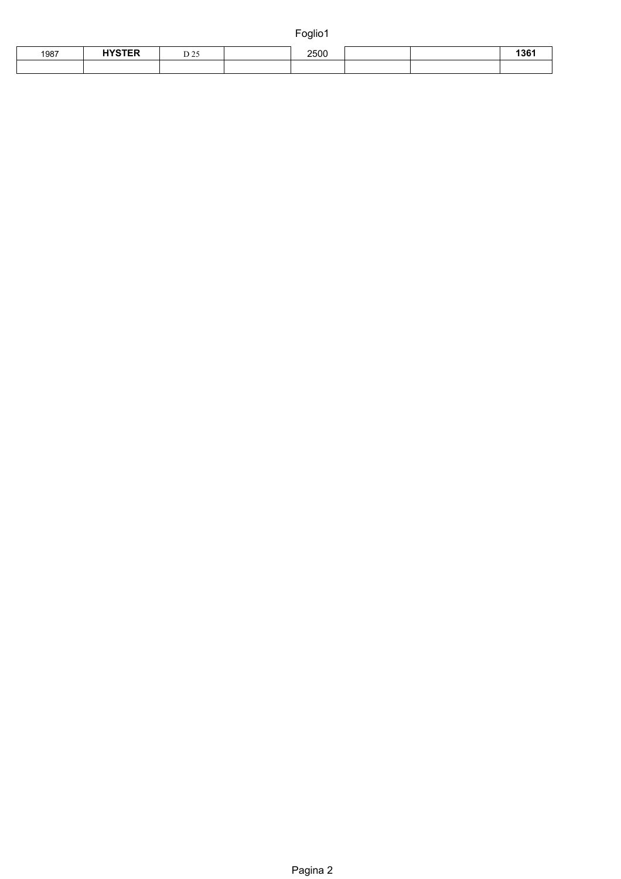| 1987 | **HYSTER** | D 25 | | 2500 | | | **1361** |
|---|---|---|---|---|---|---|---|
| | | | | | | | |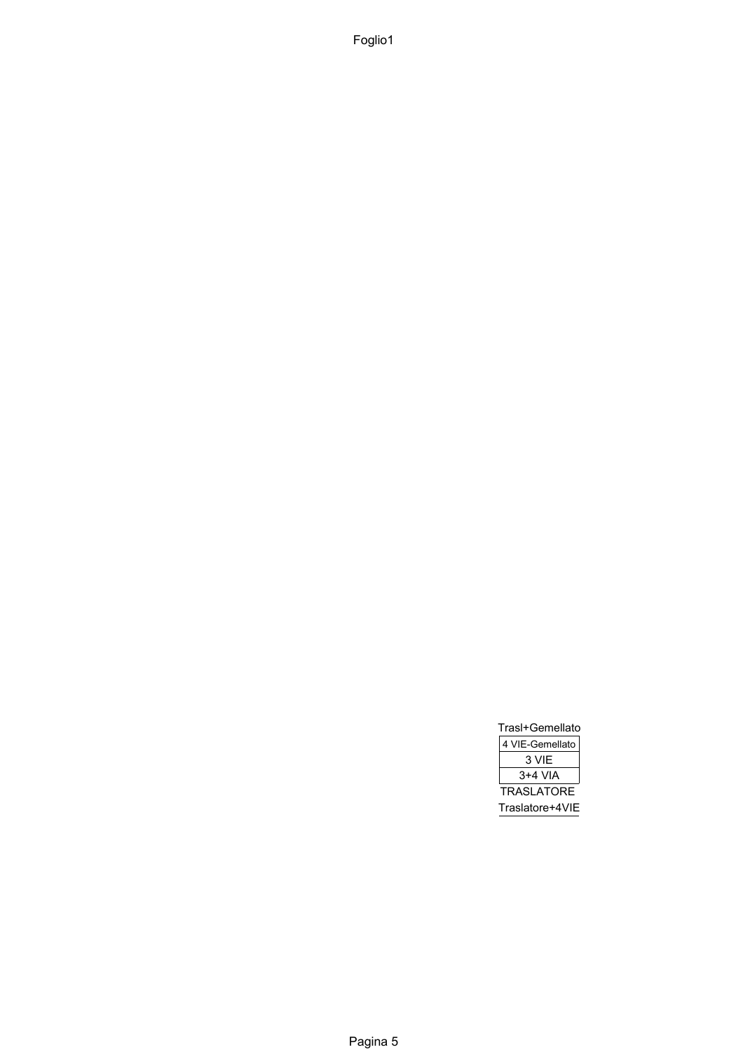Trasl+Gemellato

| |
|---|
| 4 VIE-Gemellato |
| 3 VIE |
| 3+4 VIA |

TRASLATORE

Traslatore+4VIE